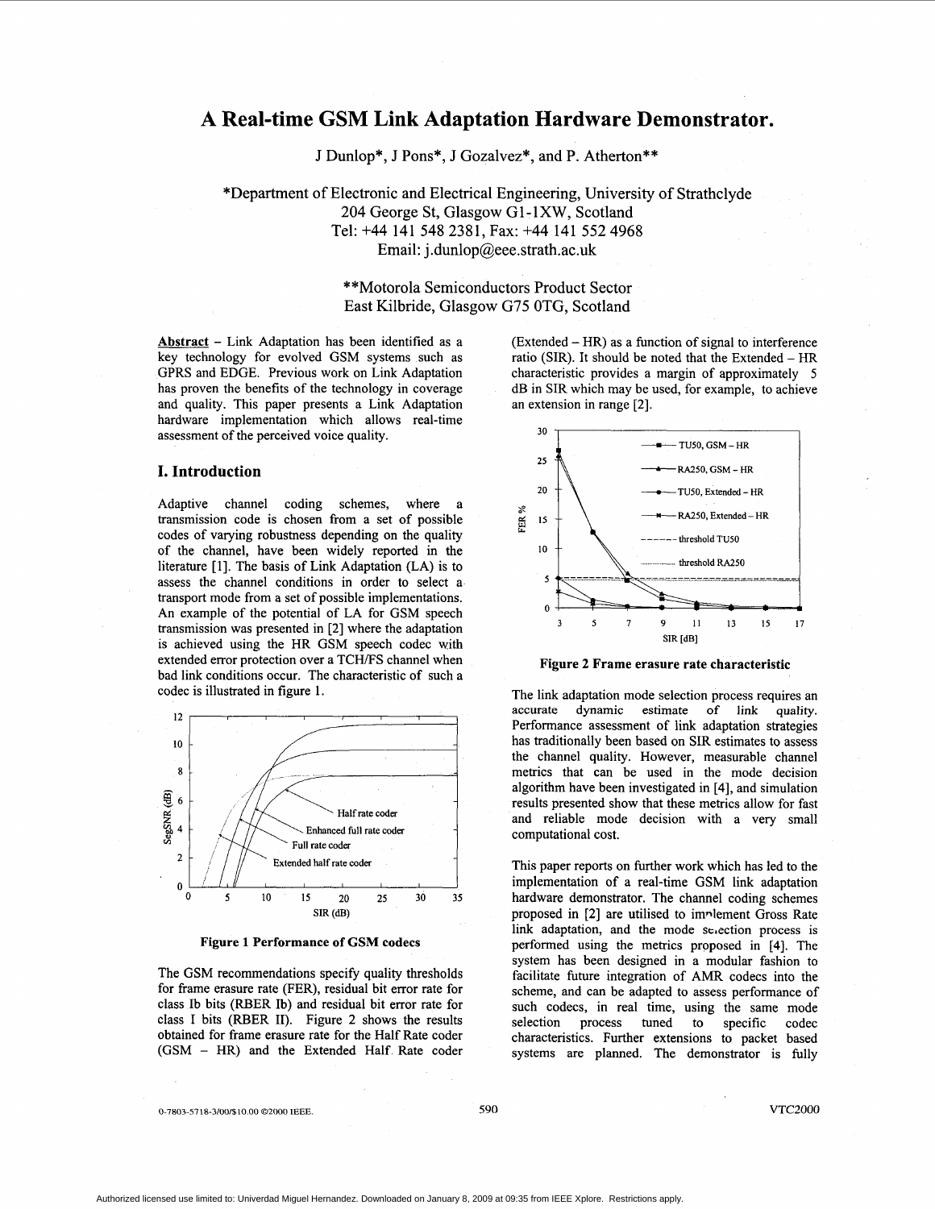# A Real-time GSM Link Adaptation Hardware Demonstrator.

J Dunlop*, J Pons*, J Gozalvez*, and P. Atherton**

*Department of Electronic and Electrical Engineering, University of Strathclyde
204 George St, Glasgow G1-1XW, Scotland
Tel: +44 141 548 2381, Fax: +44 141 552 4968
Email: j.dunlop@eee.strath.ac.uk

**Motorola Semiconductors Product Sector
East Kilbride, Glasgow G75 0TG, Scotland

**Abstract** – Link Adaptation has been identified as a key technology for evolved GSM systems such as GPRS and EDGE. Previous work on Link Adaptation has proven the benefits of the technology in coverage and quality. This paper presents a Link Adaptation hardware implementation which allows real-time assessment of the perceived voice quality.

## I. Introduction

Adaptive channel coding schemes, where a transmission code is chosen from a set of possible codes of varying robustness depending on the quality of the channel, have been widely reported in the literature [1]. The basis of Link Adaptation (LA) is to assess the channel conditions in order to select a transport mode from a set of possible implementations. An example of the potential of LA for GSM speech transmission was presented in [2] where the adaptation is achieved using the HR GSM speech codec with extended error protection over a TCH/FS channel when bad link conditions occur. The characteristic of such a codec is illustrated in figure 1.

Figure 1 Performance of GSM codecs

The GSM recommendations specify quality thresholds for frame erasure rate (FER), residual bit error rate for class Ib bits (RBER Ib) and residual bit error rate for class I bits (RBER II). Figure 2 shows the results obtained for frame erasure rate for the Half Rate coder (GSM – HR) and the Extended Half Rate coder (Extended – HR) as a function of signal to interference ratio (SIR). It should be noted that the Extended – HR characteristic provides a margin of approximately 5 dB in SIR which may be used, for example, to achieve an extension in range [2].

Figure 2 Frame erasure rate characteristic

The link adaptation mode selection process requires an accurate dynamic estimate of link quality. Performance assessment of link adaptation strategies has traditionally been based on SIR estimates to assess the channel quality. However, measurable channel metrics that can be used in the mode decision algorithm have been investigated in [4], and simulation results presented show that these metrics allow for fast and reliable mode decision with a very small computational cost.

This paper reports on further work which has led to the implementation of a real-time GSM link adaptation hardware demonstrator. The channel coding schemes proposed in [2] are utilised to implement Gross Rate link adaptation, and the mode selection process is performed using the metrics proposed in [4]. The system has been designed in a modular fashion to facilitate future integration of AMR codecs into the scheme, and can be adapted to assess performance of such codecs, in real time, using the same mode selection process tuned to specific codec characteristics. Further extensions to packet based systems are planned. The demonstrator is fully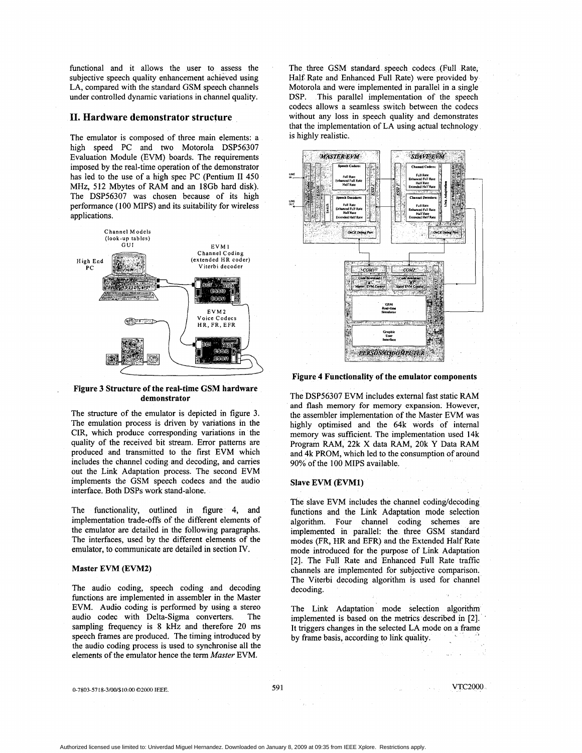functional and it allows the user to assess the subjective speech quality enhancement achieved using LA, compared with the standard GSM speech channels under controlled dynamic variations in channel quality.

## II. Hardware demonstrator structure

The emulator is composed of three main elements: a high speed PC and two Motorola DSP56307 Evaluation Module (EVM) boards. The requirements imposed by the real-time operation of the demonstrator has led to the use of a high spec PC (Pentium II 450 MHz, 512 Mbytes of RAM and an 18Gb hard disk). The DSP56307 was chosen because of its high performance (100 MIPS) and its suitability for wireless applications.

**Figure 3 Structure of the real-time GSM hardware demonstrator**

The structure of the emulator is depicted in figure 3. The emulation process is driven by variations in the CIR, which produce corresponding variations in the quality of the received bit stream. Error patterns are produced and transmitted to the first EVM which includes the channel coding and decoding, and carries out the Link Adaptation process. The second EVM implements the GSM speech codecs and the audio interface. Both DSPs work stand-alone.

The functionality, outlined in figure 4, and implementation trade-offs of the different elements of the emulator are detailed in the following paragraphs. The interfaces, used by the different elements of the emulator, to communicate are detailed in section IV.

### Master EVM (EVM2)

The audio coding, speech coding and decoding functions are implemented in assembler in the Master EVM. Audio coding is performed by using a stereo audio codec with Delta-Sigma converters. The sampling frequency is 8 kHz and therefore 20 ms speech frames are produced. The timing introduced by the audio coding process is used to synchronise all the elements of the emulator hence the term *Master* EVM.

The three GSM standard speech codecs (Full Rate, Half Rate and Enhanced Full Rate) were provided by Motorola and were implemented in parallel in a single DSP. This parallel implementation of the speech codecs allows a seamless switch between the codecs without any loss in speech quality and demonstrates that the implementation of LA using actual technology is highly realistic.

**Figure 4 Functionality of the emulator components**

The DSP56307 EVM includes external fast static RAM and flash memory for memory expansion. However, the assembler implementation of the Master EVM was highly optimised and the 64k words of internal memory was sufficient. The implementation used 14k Program RAM, 22k X data RAM, 20k Y Data RAM and 4k PROM, which led to the consumption of around 90% of the 100 MIPS available.

### Slave EVM (EVM1)

The slave EVM includes the channel coding/decoding functions and the Link Adaptation mode selection algorithm. Four channel coding schemes are implemented in parallel: the three GSM standard modes (FR, HR and EFR) and the Extended Half Rate mode introduced for the purpose of Link Adaptation [2]. The Full Rate and Enhanced Full Rate traffic channels are implemented for subjective comparison. The Viterbi decoding algorithm is used for channel decoding.

The Link Adaptation mode selection algorithm implemented is based on the metrics described in [2]. It triggers changes in the selected LA mode on a frame by frame basis, according to link quality.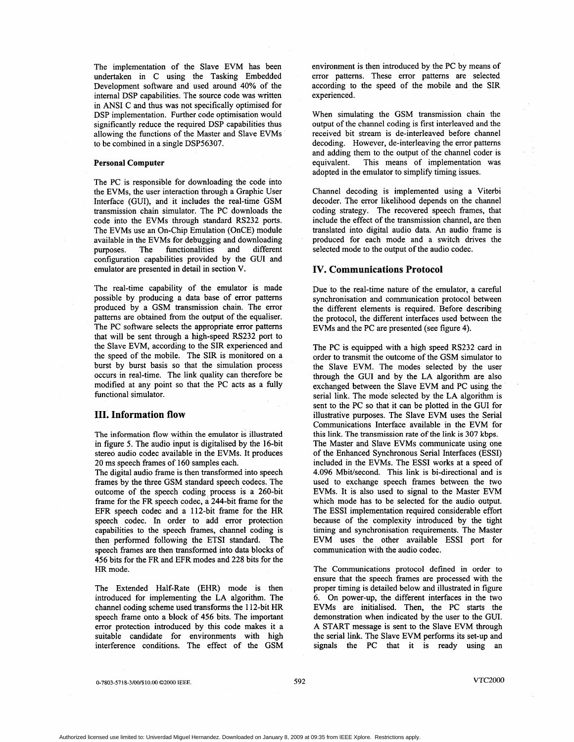The implementation of the Slave EVM has been undertaken in C using the Tasking Embedded Development software and used around 40% of the internal DSP capabilities. The source code was written in ANSI C and thus was not specifically optimised for DSP implementation. Further code optimisation would significantly reduce the required DSP capabilities thus allowing the functions of the Master and Slave EVMs to be combined in a single DSP56307.

**Personal Computer**

The PC is responsible for downloading the code into the EVMs, the user interaction through a Graphic User Interface (GUI), and it includes the real-time GSM transmission chain simulator. The PC downloads the code into the EVMs through standard RS232 ports. The EVMs use an On-Chip Emulation (OnCE) module available in the EVMs for debugging and downloading purposes. The functionalities and different configuration capabilities provided by the GUI and emulator are presented in detail in section V.

The real-time capability of the emulator is made possible by producing a data base of error patterns produced by a GSM transmission chain. The error patterns are obtained from the output of the equaliser. The PC software selects the appropriate error patterns that will be sent through a high-speed RS232 port to the Slave EVM, according to the SIR experienced and the speed of the mobile. The SIR is monitored on a burst by burst basis so that the simulation process occurs in real-time. The link quality can therefore be modified at any point so that the PC acts as a fully functional simulator.

## III. Information flow

The information flow within the emulator is illustrated in figure 5. The audio input is digitalised by the 16-bit stereo audio codec available in the EVMs. It produces 20 ms speech frames of 160 samples each.
The digital audio frame is then transformed into speech frames by the three GSM standard speech codecs. The outcome of the speech coding process is a 260-bit frame for the FR speech codec, a 244-bit frame for the EFR speech codec and a 112-bit frame for the HR speech codec. In order to add error protection capabilities to the speech frames, channel coding is then performed following the ETSI standard. The speech frames are then transformed into data blocks of 456 bits for the FR and EFR modes and 228 bits for the HR mode.

The Extended Half-Rate (EHR) mode is then introduced for implementing the LA algorithm. The channel coding scheme used transforms the 112-bit HR speech frame onto a block of 456 bits. The important error protection introduced by this code makes it a suitable candidate for environments with high interference conditions. The effect of the GSM environment is then introduced by the PC by means of error patterns. These error patterns are selected according to the speed of the mobile and the SIR experienced.

When simulating the GSM transmission chain the output of the channel coding is first interleaved and the received bit stream is de-interleaved before channel decoding. However, de-interleaving the error patterns and adding them to the output of the channel coder is equivalent. This means of implementation was adopted in the emulator to simplify timing issues.

Channel decoding is implemented using a Viterbi decoder. The error likelihood depends on the channel coding strategy. The recovered speech frames, that include the effect of the transmission channel, are then translated into digital audio data. An audio frame is produced for each mode and a switch drives the selected mode to the output of the audio codec.

## IV. Communications Protocol

Due to the real-time nature of the emulator, a careful synchronisation and communication protocol between the different elements is required. Before describing the protocol, the different interfaces used between the EVMs and the PC are presented (see figure 4).

The PC is equipped with a high speed RS232 card in order to transmit the outcome of the GSM simulator to the Slave EVM. The modes selected by the user through the GUI and by the LA algorithm are also exchanged between the Slave EVM and PC using the serial link. The mode selected by the LA algorithm is sent to the PC so that it can be plotted in the GUI for illustrative purposes. The Slave EVM uses the Serial Communications Interface available in the EVM for this link. The transmission rate of the link is 307 kbps.
The Master and Slave EVMs communicate using one of the Enhanced Synchronous Serial Interfaces (ESSI) included in the EVMs. The ESSI works at a speed of 4.096 Mbit/second. This link is bi-directional and is used to exchange speech frames between the two EVMs. It is also used to signal to the Master EVM which mode has to be selected for the audio output. The ESSI implementation required considerable effort because of the complexity introduced by the tight timing and synchronisation requirements. The Master EVM uses the other available ESSI port for communication with the audio codec.

The Communications protocol defined in order to ensure that the speech frames are processed with the proper timing is detailed below and illustrated in figure 6. On power-up, the different interfaces in the two EVMs are initialised. Then, the PC starts the demonstration when indicated by the user to the GUI. A START message is sent to the Slave EVM through the serial link. The Slave EVM performs its set-up and signals the PC that it is ready using an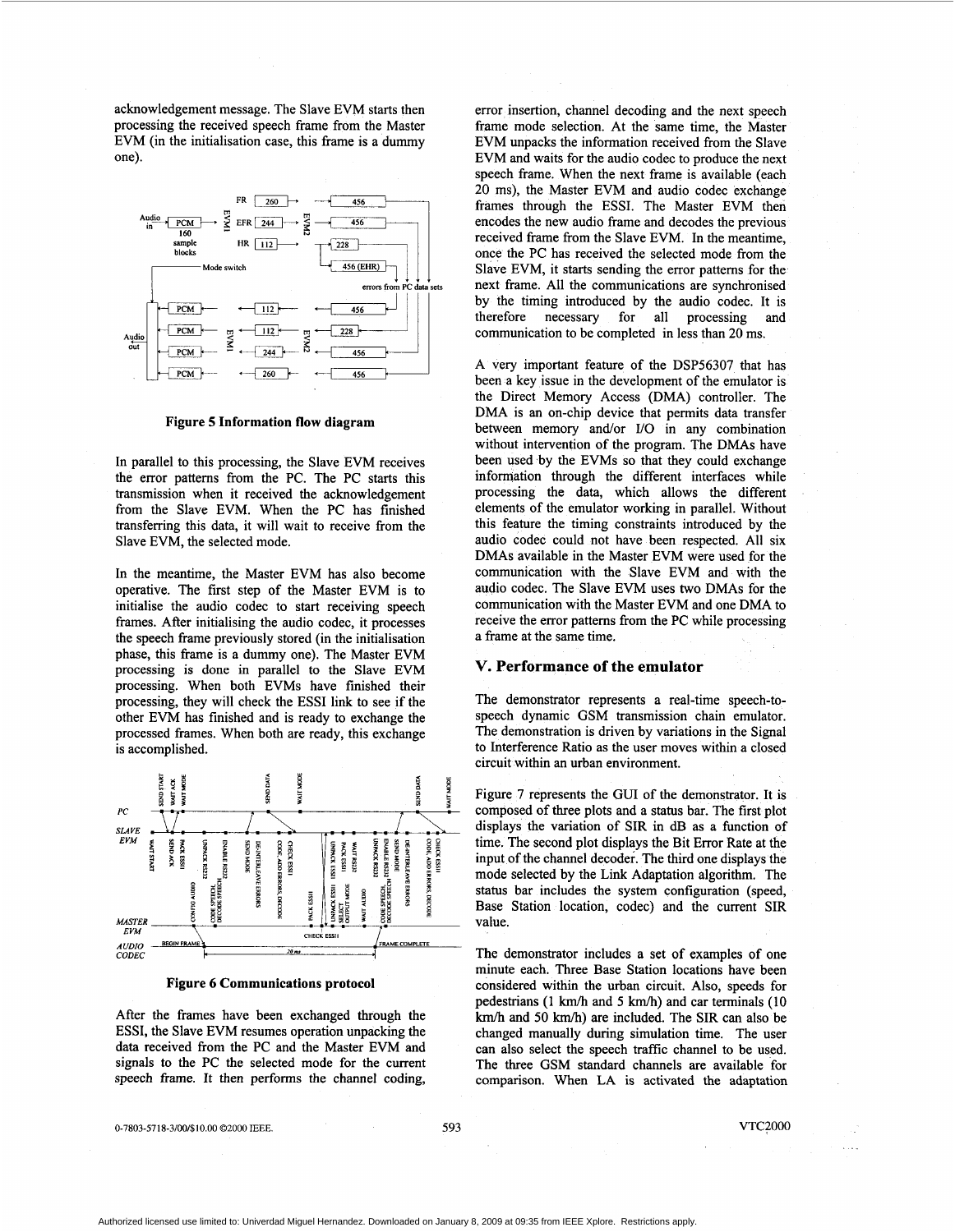acknowledgement message. The Slave EVM starts then processing the received speech frame from the Master EVM (in the initialisation case, this frame is a dummy one).

**Figure 5 Information flow diagram**

In parallel to this processing, the Slave EVM receives the error patterns from the PC. The PC starts this transmission when it received the acknowledgement from the Slave EVM. When the PC has finished transferring this data, it will wait to receive from the Slave EVM, the selected mode.

In the meantime, the Master EVM has also become operative. The first step of the Master EVM is to initialise the audio codec to start receiving speech frames. After initialising the audio codec, it processes the speech frame previously stored (in the initialisation phase, this frame is a dummy one). The Master EVM processing is done in parallel to the Slave EVM processing. When both EVMs have finished their processing, they will check the ESSI link to see if the other EVM has finished and is ready to exchange the processed frames. When both are ready, this exchange is accomplished.

**Figure 6 Communications protocol**

After the frames have been exchanged through the ESSI, the Slave EVM resumes operation unpacking the data received from the PC and the Master EVM and signals to the PC the selected mode for the current speech frame. It then performs the channel coding, error insertion, channel decoding and the next speech frame mode selection. At the same time, the Master EVM unpacks the information received from the Slave EVM and waits for the audio codec to produce the next speech frame. When the next frame is available (each 20 ms), the Master EVM and audio codec exchange frames through the ESSI. The Master EVM then encodes the new audio frame and decodes the previous received frame from the Slave EVM. In the meantime, once the PC has received the selected mode from the Slave EVM, it starts sending the error patterns for the next frame. All the communications are synchronised by the timing introduced by the audio codec. It is therefore necessary for all processing and communication to be completed in less than 20 ms.

A very important feature of the DSP56307 that has been a key issue in the development of the emulator is the Direct Memory Access (DMA) controller. The DMA is an on-chip device that permits data transfer between memory and/or I/O in any combination without intervention of the program. The DMAs have been used by the EVMs so that they could exchange information through the different interfaces while processing the data, which allows the different elements of the emulator working in parallel. Without this feature the timing constraints introduced by the audio codec could not have been respected. All six DMAs available in the Master EVM were used for the communication with the Slave EVM and with the audio codec. The Slave EVM uses two DMAs for the communication with the Master EVM and one DMA to receive the error patterns from the PC while processing a frame at the same time.

## V. Performance of the emulator

The demonstrator represents a real-time speech-to-speech dynamic GSM transmission chain emulator. The demonstration is driven by variations in the Signal to Interference Ratio as the user moves within a closed circuit within an urban environment.

Figure 7 represents the GUI of the demonstrator. It is composed of three plots and a status bar. The first plot displays the variation of SIR in dB as a function of time. The second plot displays the Bit Error Rate at the input of the channel decoder. The third one displays the mode selected by the Link Adaptation algorithm. The status bar includes the system configuration (speed, Base Station location, codec) and the current SIR value.

The demonstrator includes a set of examples of one minute each. Three Base Station locations have been considered within the urban circuit. Also, speeds for pedestrians (1 km/h and 5 km/h) and car terminals (10 km/h and 50 km/h) are included. The SIR can also be changed manually during simulation time. The user can also select the speech traffic channel to be used. The three GSM standard channels are available for comparison. When LA is activated the adaptation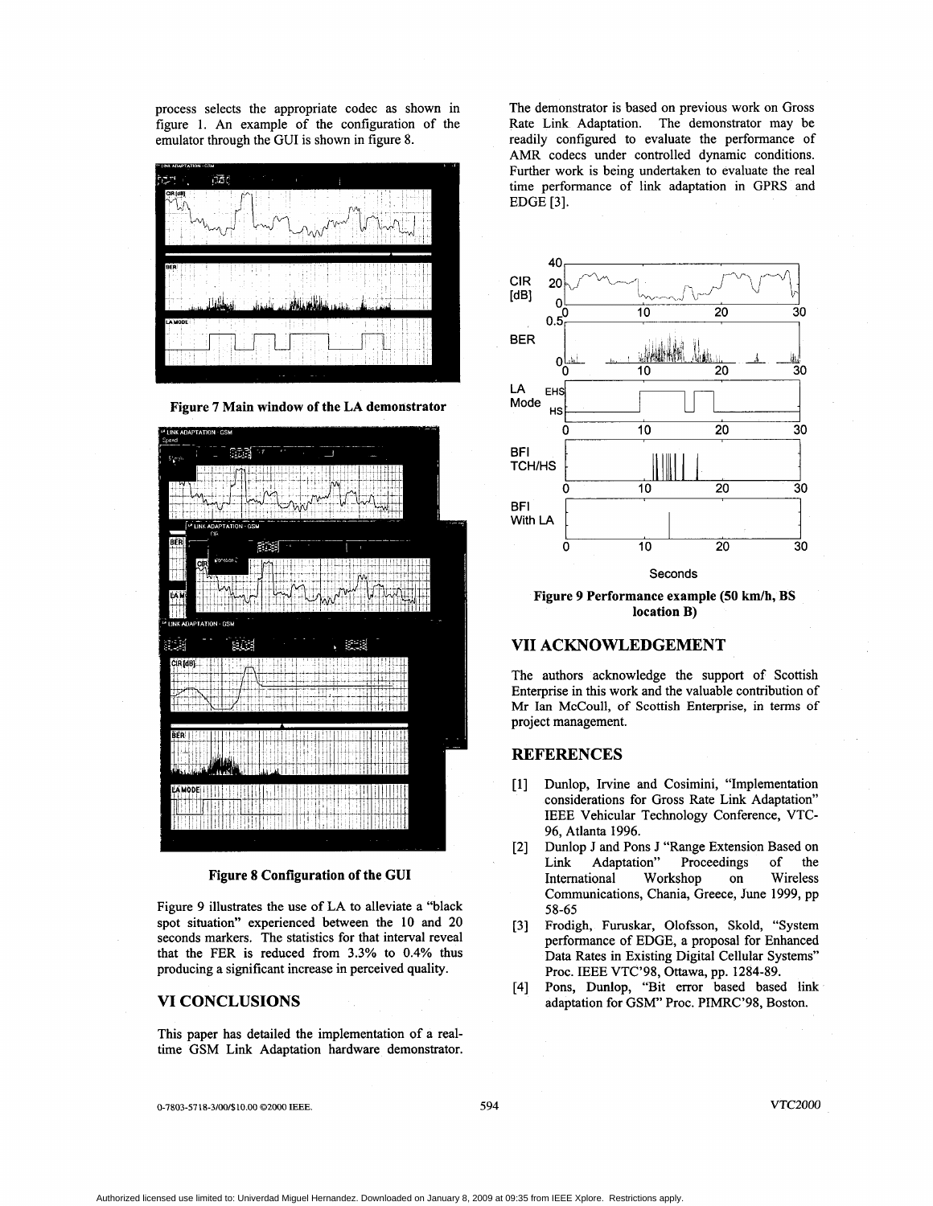process selects the appropriate codec as shown in figure 1. An example of the configuration of the emulator through the GUI is shown in figure 8.

**Figure 7 Main window of the LA demonstrator**

**Figure 8 Configuration of the GUI**

Figure 9 illustrates the use of LA to alleviate a "black spot situation" experienced between the 10 and 20 seconds markers. The statistics for that interval reveal that the FER is reduced from 3.3% to 0.4% thus producing a significant increase in perceived quality.

## VI CONCLUSIONS

This paper has detailed the implementation of a real-time GSM Link Adaptation hardware demonstrator. The demonstrator is based on previous work on Gross Rate Link Adaptation. The demonstrator may be readily configured to evaluate the performance of AMR codecs under controlled dynamic conditions. Further work is being undertaken to evaluate the real time performance of link adaptation in GPRS and EDGE [3].

CIR [dB]
40
20
0
0 10 20 30
BER
0.5
0
0 10 20 30
LA Mode
EHS
HS
0 10 20 30
BFI TCH/HS
0 10 20 30
BFI With LA
0 10 20 30
Seconds

**Figure 9 Performance example (50 km/h, BS location B)**

## VII ACKNOWLEDGEMENT

The authors acknowledge the support of Scottish Enterprise in this work and the valuable contribution of Mr Ian McCoull, of Scottish Enterprise, in terms of project management.

## REFERENCES

[1] Dunlop, Irvine and Cosimini, "Implementation considerations for Gross Rate Link Adaptation" IEEE Vehicular Technology Conference, VTC-96, Atlanta 1996.

[2] Dunlop J and Pons J "Range Extension Based on Link Adaptation" Proceedings of the International Workshop on Wireless Communications, Chania, Greece, June 1999, pp 58-65

[3] Frodigh, Furuskar, Olofsson, Skold, "System performance of EDGE, a proposal for Enhanced Data Rates in Existing Digital Cellular Systems" Proc. IEEE VTC'98, Ottawa, pp. 1284-89.

[4] Pons, Dunlop, "Bit error based based link adaptation for GSM" Proc. PIMRC'98, Boston.